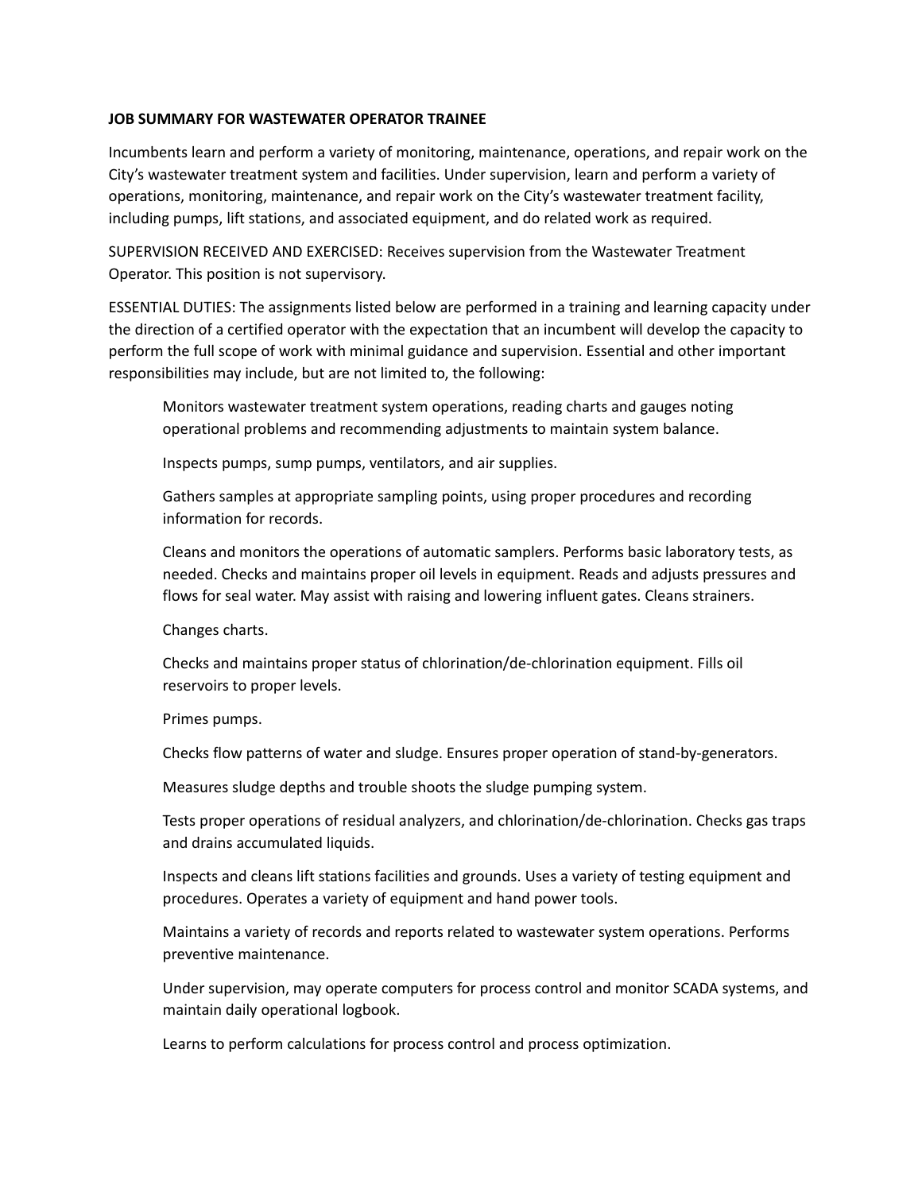**JOB SUMMARY FOR WASTEWATER OPERATOR TRAINEE**

Incumbents learn and perform a variety of monitoring, maintenance, operations, and repair work on the City's wastewater treatment system and facilities. Under supervision, learn and perform a variety of operations, monitoring, maintenance, and repair work on the City's wastewater treatment facility, including pumps, lift stations, and associated equipment, and do related work as required.

SUPERVISION RECEIVED AND EXERCISED: Receives supervision from the Wastewater Treatment Operator. This position is not supervisory.

ESSENTIAL DUTIES: The assignments listed below are performed in a training and learning capacity under the direction of a certified operator with the expectation that an incumbent will develop the capacity to perform the full scope of work with minimal guidance and supervision. Essential and other important responsibilities may include, but are not limited to, the following:

Monitors wastewater treatment system operations, reading charts and gauges noting operational problems and recommending adjustments to maintain system balance.

Inspects pumps, sump pumps, ventilators, and air supplies.

Gathers samples at appropriate sampling points, using proper procedures and recording information for records.

Cleans and monitors the operations of automatic samplers. Performs basic laboratory tests, as needed. Checks and maintains proper oil levels in equipment. Reads and adjusts pressures and flows for seal water. May assist with raising and lowering influent gates. Cleans strainers.

Changes charts.

Checks and maintains proper status of chlorination/de-chlorination equipment. Fills oil reservoirs to proper levels.

Primes pumps.

Checks flow patterns of water and sludge. Ensures proper operation of stand-by-generators.

Measures sludge depths and trouble shoots the sludge pumping system.

Tests proper operations of residual analyzers, and chlorination/de-chlorination. Checks gas traps and drains accumulated liquids.

Inspects and cleans lift stations facilities and grounds. Uses a variety of testing equipment and procedures. Operates a variety of equipment and hand power tools.

Maintains a variety of records and reports related to wastewater system operations. Performs preventive maintenance.

Under supervision, may operate computers for process control and monitor SCADA systems, and maintain daily operational logbook.

Learns to perform calculations for process control and process optimization.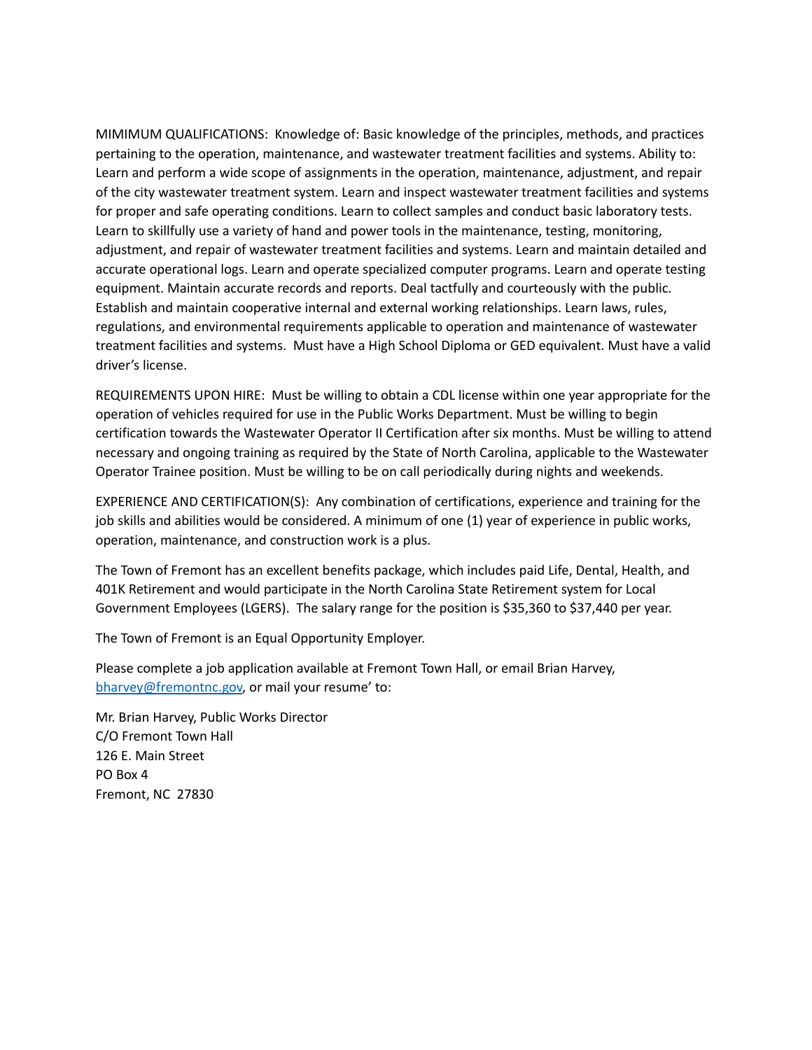MIMIMUM QUALIFICATIONS: Knowledge of: Basic knowledge of the principles, methods, and practices pertaining to the operation, maintenance, and wastewater treatment facilities and systems. Ability to: Learn and perform a wide scope of assignments in the operation, maintenance, adjustment, and repair of the city wastewater treatment system. Learn and inspect wastewater treatment facilities and systems for proper and safe operating conditions. Learn to collect samples and conduct basic laboratory tests. Learn to skillfully use a variety of hand and power tools in the maintenance, testing, monitoring, adjustment, and repair of wastewater treatment facilities and systems. Learn and maintain detailed and accurate operational logs. Learn and operate specialized computer programs. Learn and operate testing equipment. Maintain accurate records and reports. Deal tactfully and courteously with the public. Establish and maintain cooperative internal and external working relationships. Learn laws, rules, regulations, and environmental requirements applicable to operation and maintenance of wastewater treatment facilities and systems. Must have a High School Diploma or GED equivalent. Must have a valid driver's license.

REQUIREMENTS UPON HIRE: Must be willing to obtain a CDL license within one year appropriate for the operation of vehicles required for use in the Public Works Department. Must be willing to begin certification towards the Wastewater Operator II Certification after six months. Must be willing to attend necessary and ongoing training as required by the State of North Carolina, applicable to the Wastewater Operator Trainee position. Must be willing to be on call periodically during nights and weekends.

EXPERIENCE AND CERTIFICATION(S): Any combination of certifications, experience and training for the job skills and abilities would be considered. A minimum of one (1) year of experience in public works, operation, maintenance, and construction work is a plus.

The Town of Fremont has an excellent benefits package, which includes paid Life, Dental, Health, and 401K Retirement and would participate in the North Carolina State Retirement system for Local Government Employees (LGERS). The salary range for the position is $35,360 to $37,440 per year.

The Town of Fremont is an Equal Opportunity Employer.

Please complete a job application available at Fremont Town Hall, or email Brian Harvey, bharvey@fremontnc.gov, or mail your resume' to:

Mr. Brian Harvey, Public Works Director
C/O Fremont Town Hall
126 E. Main Street
PO Box 4
Fremont, NC 27830